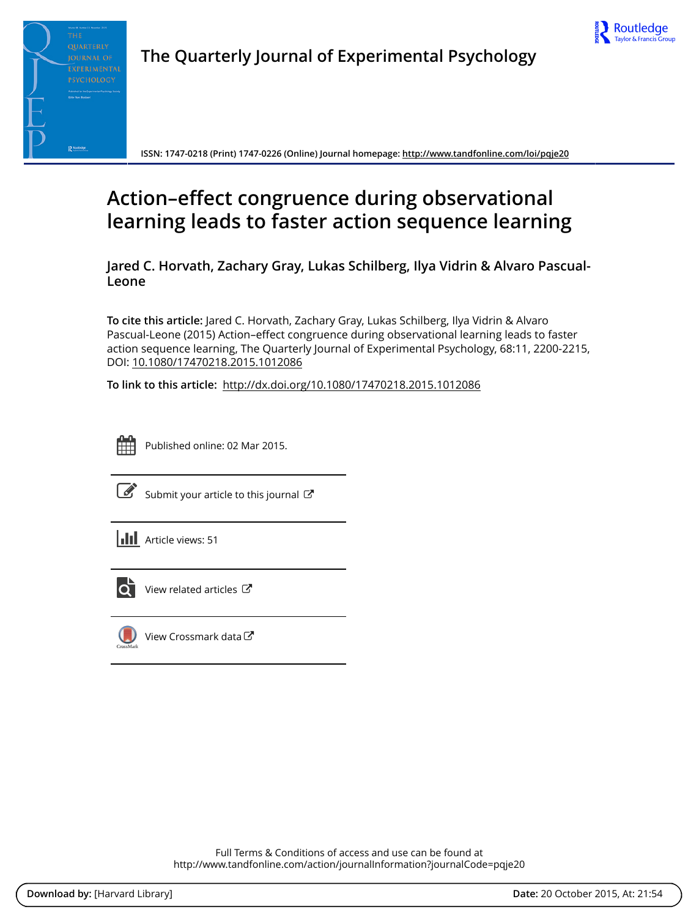The Quarterly Journal of Experimental Psychology

ISSN: 1747-0218 (Print) 1747-0226 (Online) Journal homepage: http://www.tandfonline.com/loi/pqje20

# Action–effect congruence during observational learning leads to faster action sequence learning

**Jared C. Horvath, Zachary Gray, Lukas Schilberg, Ilya Vidrin & Alvaro Pascual-Leone**

**To cite this article:** Jared C. Horvath, Zachary Gray, Lukas Schilberg, Ilya Vidrin & Alvaro Pascual-Leone (2015) Action–effect congruence during observational learning leads to faster action sequence learning, The Quarterly Journal of Experimental Psychology, 68:11, 2200-2215, DOI: 10.1080/17470218.2015.1012086

**To link to this article:** http://dx.doi.org/10.1080/17470218.2015.1012086

Published online: 02 Mar 2015.

Submit your article to this journal

Article views: 51

View related articles

View Crossmark data

Full Terms & Conditions of access and use can be found at
http://www.tandfonline.com/action/journalInformation?journalCode=pqje20

**Download by:** [Harvard Library] **Date:** 20 October 2015, At: 21:54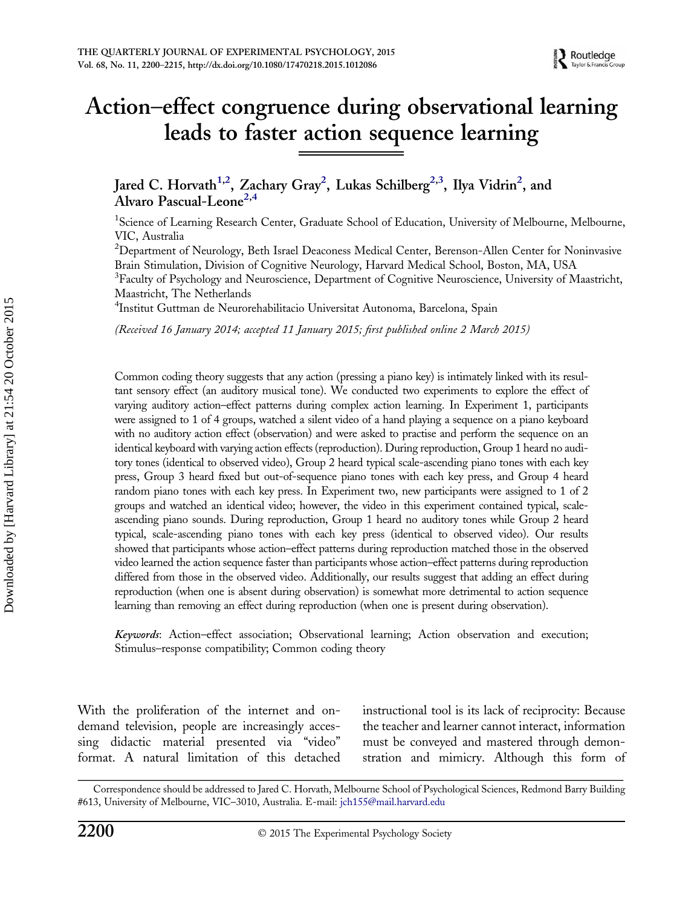# Action–effect congruence during observational learning leads to faster action sequence learning

Jared C. Horvath[1,2], Zachary Gray[2], Lukas Schilberg[2,3], Ilya Vidrin[2], and Alvaro Pascual-Leone[2,4]

[1]Science of Learning Research Center, Graduate School of Education, University of Melbourne, Melbourne, VIC, Australia

[2]Department of Neurology, Beth Israel Deaconess Medical Center, Berenson-Allen Center for Noninvasive Brain Stimulation, Division of Cognitive Neurology, Harvard Medical School, Boston, MA, USA

[3]Faculty of Psychology and Neuroscience, Department of Cognitive Neuroscience, University of Maastricht, Maastricht, The Netherlands

[4]Institut Guttman de Neurorehabilitacio Universitat Autonoma, Barcelona, Spain

*(Received 16 January 2014; accepted 11 January 2015; first published online 2 March 2015)*

Common coding theory suggests that any action (pressing a piano key) is intimately linked with its resultant sensory effect (an auditory musical tone). We conducted two experiments to explore the effect of varying auditory action–effect patterns during complex action learning. In Experiment 1, participants were assigned to 1 of 4 groups, watched a silent video of a hand playing a sequence on a piano keyboard with no auditory action effect (observation) and were asked to practise and perform the sequence on an identical keyboard with varying action effects (reproduction). During reproduction, Group 1 heard no auditory tones (identical to observed video), Group 2 heard typical scale-ascending piano tones with each key press, Group 3 heard fixed but out-of-sequence piano tones with each key press, and Group 4 heard random piano tones with each key press. In Experiment two, new participants were assigned to 1 of 2 groups and watched an identical video; however, the video in this experiment contained typical, scale-ascending piano sounds. During reproduction, Group 1 heard no auditory tones while Group 2 heard typical, scale-ascending piano tones with each key press (identical to observed video). Our results showed that participants whose action–effect patterns during reproduction matched those in the observed video learned the action sequence faster than participants whose action–effect patterns during reproduction differed from those in the observed video. Additionally, our results suggest that adding an effect during reproduction (when one is absent during observation) is somewhat more detrimental to action sequence learning than removing an effect during reproduction (when one is present during observation).

*Keywords*: Action–effect association; Observational learning; Action observation and execution; Stimulus–response compatibility; Common coding theory

With the proliferation of the internet and on-demand television, people are increasingly accessing didactic material presented via "video" format. A natural limitation of this detached instructional tool is its lack of reciprocity: Because the teacher and learner cannot interact, information must be conveyed and mastered through demonstration and mimicry. Although this form of

Correspondence should be addressed to Jared C. Horvath, Melbourne School of Psychological Sciences, Redmond Barry Building #613, University of Melbourne, VIC–3010, Australia. E-mail: jch155@mail.harvard.edu

© 2015 The Experimental Psychology Society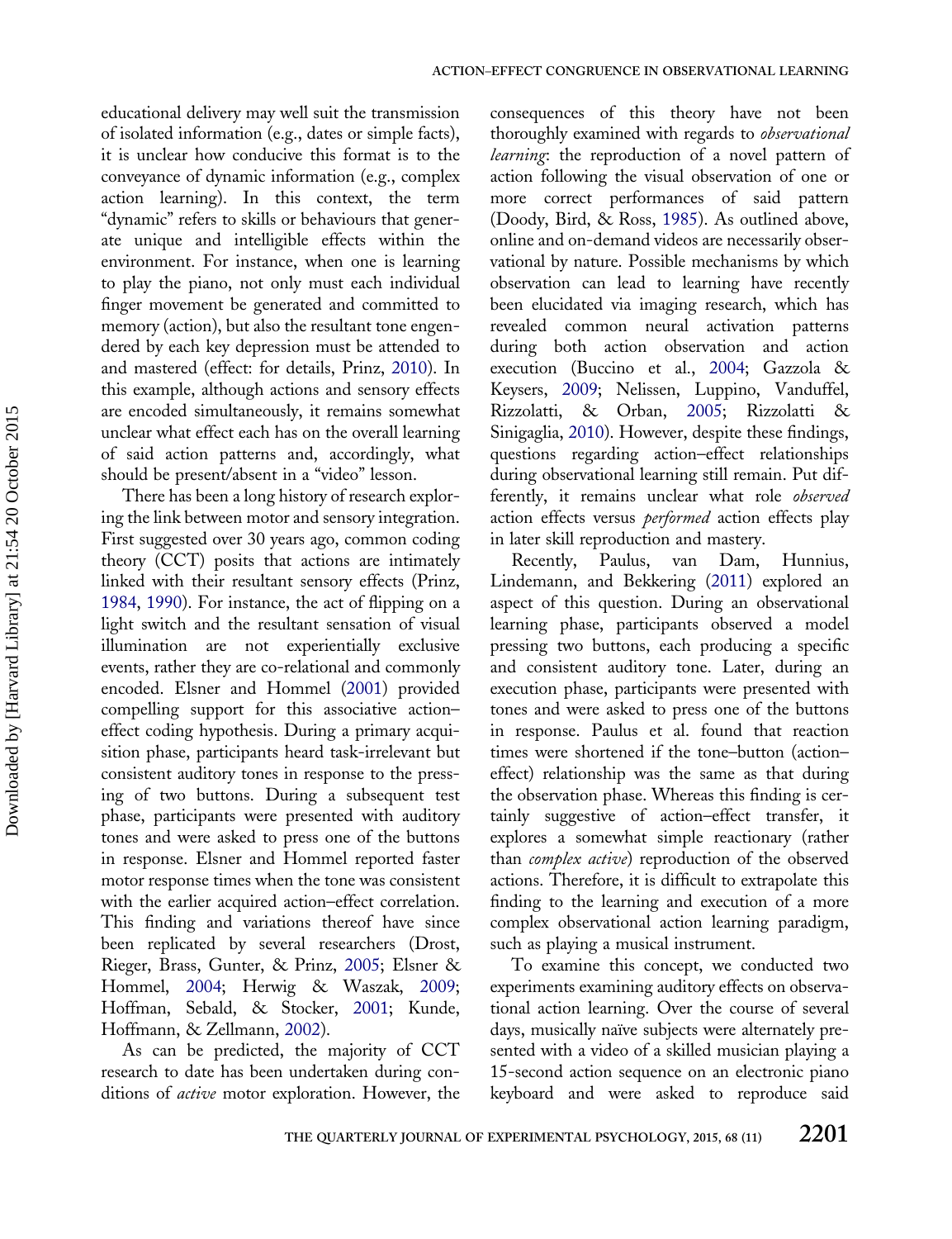educational delivery may well suit the transmission of isolated information (e.g., dates or simple facts), it is unclear how conducive this format is to the conveyance of dynamic information (e.g., complex action learning). In this context, the term "dynamic" refers to skills or behaviours that generate unique and intelligible effects within the environment. For instance, when one is learning to play the piano, not only must each individual finger movement be generated and committed to memory (action), but also the resultant tone engendered by each key depression must be attended to and mastered (effect: for details, Prinz, 2010). In this example, although actions and sensory effects are encoded simultaneously, it remains somewhat unclear what effect each has on the overall learning of said action patterns and, accordingly, what should be present/absent in a "video" lesson.

There has been a long history of research exploring the link between motor and sensory integration. First suggested over 30 years ago, common coding theory (CCT) posits that actions are intimately linked with their resultant sensory effects (Prinz, 1984, 1990). For instance, the act of flipping on a light switch and the resultant sensation of visual illumination are not experientially exclusive events, rather they are co-relational and commonly encoded. Elsner and Hommel (2001) provided compelling support for this associative action–effect coding hypothesis. During a primary acquisition phase, participants heard task-irrelevant but consistent auditory tones in response to the pressing of two buttons. During a subsequent test phase, participants were presented with auditory tones and were asked to press one of the buttons in response. Elsner and Hommel reported faster motor response times when the tone was consistent with the earlier acquired action–effect correlation. This finding and variations thereof have since been replicated by several researchers (Drost, Rieger, Brass, Gunter, & Prinz, 2005; Elsner & Hommel, 2004; Herwig & Waszak, 2009; Hoffman, Sebald, & Stocker, 2001; Kunde, Hoffmann, & Zellmann, 2002).

As can be predicted, the majority of CCT research to date has been undertaken during conditions of *active* motor exploration. However, the consequences of this theory have not been thoroughly examined with regards to *observational learning*: the reproduction of a novel pattern of action following the visual observation of one or more correct performances of said pattern (Doody, Bird, & Ross, 1985). As outlined above, online and on-demand videos are necessarily observational by nature. Possible mechanisms by which observation can lead to learning have recently been elucidated via imaging research, which has revealed common neural activation patterns during both action observation and action execution (Buccino et al., 2004; Gazzola & Keysers, 2009; Nelissen, Luppino, Vanduffel, Rizzolatti, & Orban, 2005; Rizzolatti & Sinigaglia, 2010). However, despite these findings, questions regarding action–effect relationships during observational learning still remain. Put differently, it remains unclear what role *observed* action effects versus *performed* action effects play in later skill reproduction and mastery.

Recently, Paulus, van Dam, Hunnius, Lindemann, and Bekkering (2011) explored an aspect of this question. During an observational learning phase, participants observed a model pressing two buttons, each producing a specific and consistent auditory tone. Later, during an execution phase, participants were presented with tones and were asked to press one of the buttons in response. Paulus et al. found that reaction times were shortened if the tone–button (action–effect) relationship was the same as that during the observation phase. Whereas this finding is certainly suggestive of action–effect transfer, it explores a somewhat simple reactionary (rather than *complex active*) reproduction of the observed actions. Therefore, it is difficult to extrapolate this finding to the learning and execution of a more complex observational action learning paradigm, such as playing a musical instrument.

To examine this concept, we conducted two experiments examining auditory effects on observational action learning. Over the course of several days, musically naïve subjects were alternately presented with a video of a skilled musician playing a 15-second action sequence on an electronic piano keyboard and were asked to reproduce said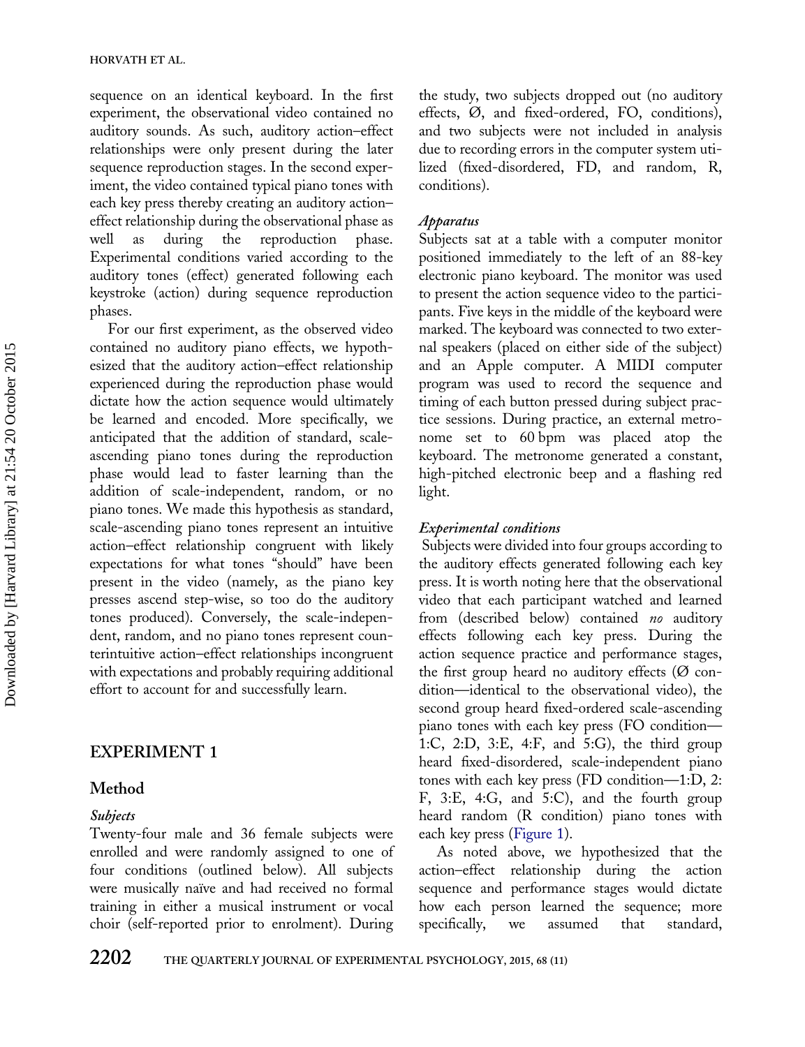sequence on an identical keyboard. In the first experiment, the observational video contained no auditory sounds. As such, auditory action–effect relationships were only present during the later sequence reproduction stages. In the second experiment, the video contained typical piano tones with each key press thereby creating an auditory action–effect relationship during the observational phase as well as during the reproduction phase. Experimental conditions varied according to the auditory tones (effect) generated following each keystroke (action) during sequence reproduction phases.

For our first experiment, as the observed video contained no auditory piano effects, we hypothesized that the auditory action–effect relationship experienced during the reproduction phase would dictate how the action sequence would ultimately be learned and encoded. More specifically, we anticipated that the addition of standard, scale-ascending piano tones during the reproduction phase would lead to faster learning than the addition of scale-independent, random, or no piano tones. We made this hypothesis as standard, scale-ascending piano tones represent an intuitive action–effect relationship congruent with likely expectations for what tones "should" have been present in the video (namely, as the piano key presses ascend step-wise, so too do the auditory tones produced). Conversely, the scale-independent, random, and no piano tones represent counterintuitive action–effect relationships incongruent with expectations and probably requiring additional effort to account for and successfully learn.

## EXPERIMENT 1

### Method

#### *Subjects*

Twenty-four male and 36 female subjects were enrolled and were randomly assigned to one of four conditions (outlined below). All subjects were musically naïve and had received no formal training in either a musical instrument or vocal choir (self-reported prior to enrolment). During the study, two subjects dropped out (no auditory effects, Ø, and fixed-ordered, FO, conditions), and two subjects were not included in analysis due to recording errors in the computer system utilized (fixed-disordered, FD, and random, R, conditions).

#### *Apparatus*

Subjects sat at a table with a computer monitor positioned immediately to the left of an 88-key electronic piano keyboard. The monitor was used to present the action sequence video to the participants. Five keys in the middle of the keyboard were marked. The keyboard was connected to two external speakers (placed on either side of the subject) and an Apple computer. A MIDI computer program was used to record the sequence and timing of each button pressed during subject practice sessions. During practice, an external metronome set to 60 bpm was placed atop the keyboard. The metronome generated a constant, high-pitched electronic beep and a flashing red light.

#### *Experimental conditions*

Subjects were divided into four groups according to the auditory effects generated following each key press. It is worth noting here that the observational video that each participant watched and learned from (described below) contained *no* auditory effects following each key press. During the action sequence practice and performance stages, the first group heard no auditory effects (Ø condition—identical to the observational video), the second group heard fixed-ordered scale-ascending piano tones with each key press (FO condition—1:C, 2:D, 3:E, 4:F, and 5:G), the third group heard fixed-disordered, scale-independent piano tones with each key press (FD condition—1:D, 2: F, 3:E, 4:G, and 5:C), and the fourth group heard random (R condition) piano tones with each key press (Figure 1).

As noted above, we hypothesized that the action–effect relationship during the action sequence and performance stages would dictate how each person learned the sequence; more specifically, we assumed that standard,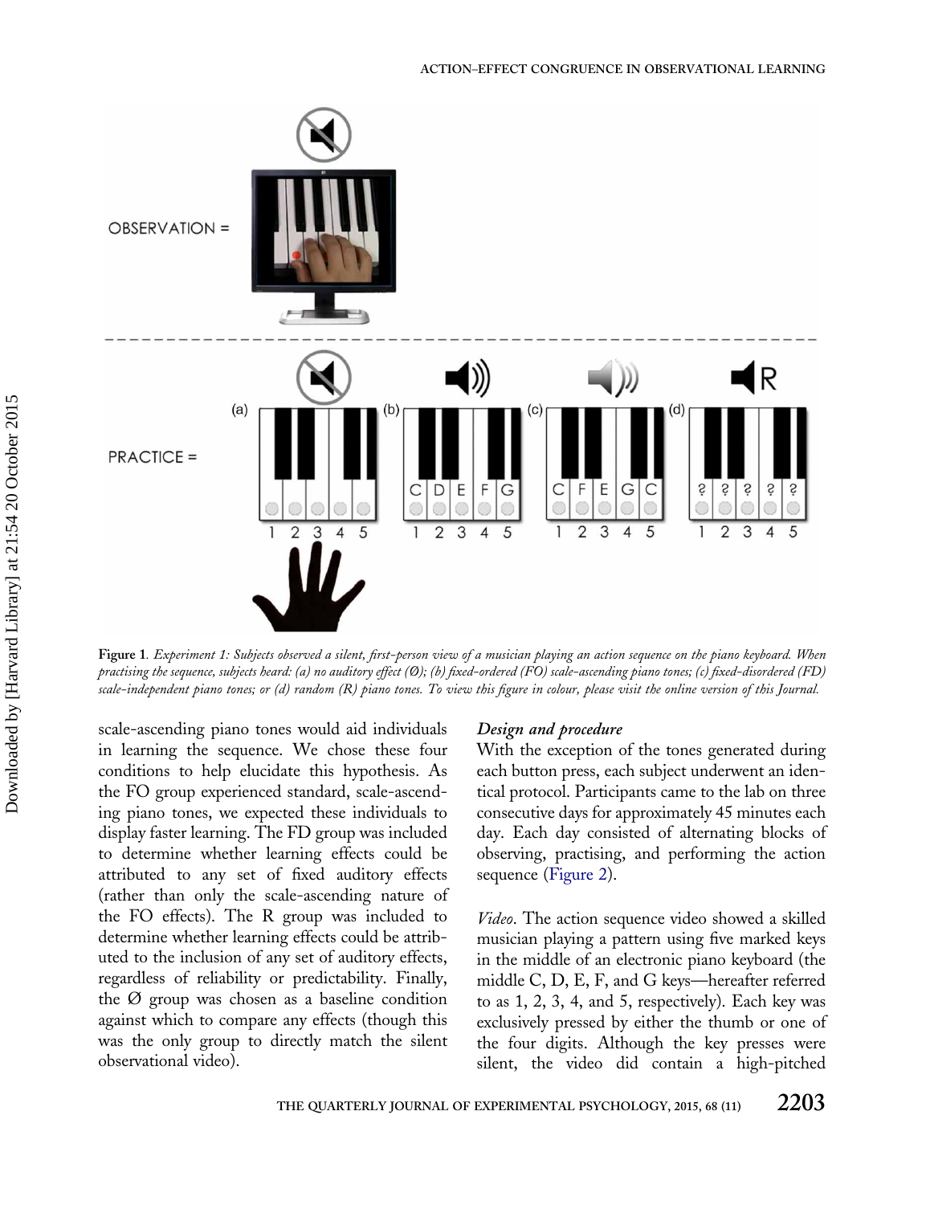Figure 1. *Experiment 1: Subjects observed a silent, first-person view of a musician playing an action sequence on the piano keyboard. When practising the sequence, subjects heard: (a) no auditory effect (Ø); (b) fixed-ordered (FO) scale-ascending piano tones; (c) fixed-disordered (FD) scale-independent piano tones; or (d) random (R) piano tones. To view this figure in colour, please visit the online version of this Journal.*

scale-ascending piano tones would aid individuals in learning the sequence. We chose these four conditions to help elucidate this hypothesis. As the FO group experienced standard, scale-ascending piano tones, we expected these individuals to display faster learning. The FD group was included to determine whether learning effects could be attributed to any set of fixed auditory effects (rather than only the scale-ascending nature of the FO effects). The R group was included to determine whether learning effects could be attributed to the inclusion of any set of auditory effects, regardless of reliability or predictability. Finally, the Ø group was chosen as a baseline condition against which to compare any effects (though this was the only group to directly match the silent observational video).

### *Design and procedure*

With the exception of the tones generated during each button press, each subject underwent an identical protocol. Participants came to the lab on three consecutive days for approximately 45 minutes each day. Each day consisted of alternating blocks of observing, practising, and performing the action sequence (Figure 2).

*Video*. The action sequence video showed a skilled musician playing a pattern using five marked keys in the middle of an electronic piano keyboard (the middle C, D, E, F, and G keys—hereafter referred to as 1, 2, 3, 4, and 5, respectively). Each key was exclusively pressed by either the thumb or one of the four digits. Although the key presses were silent, the video did contain a high-pitched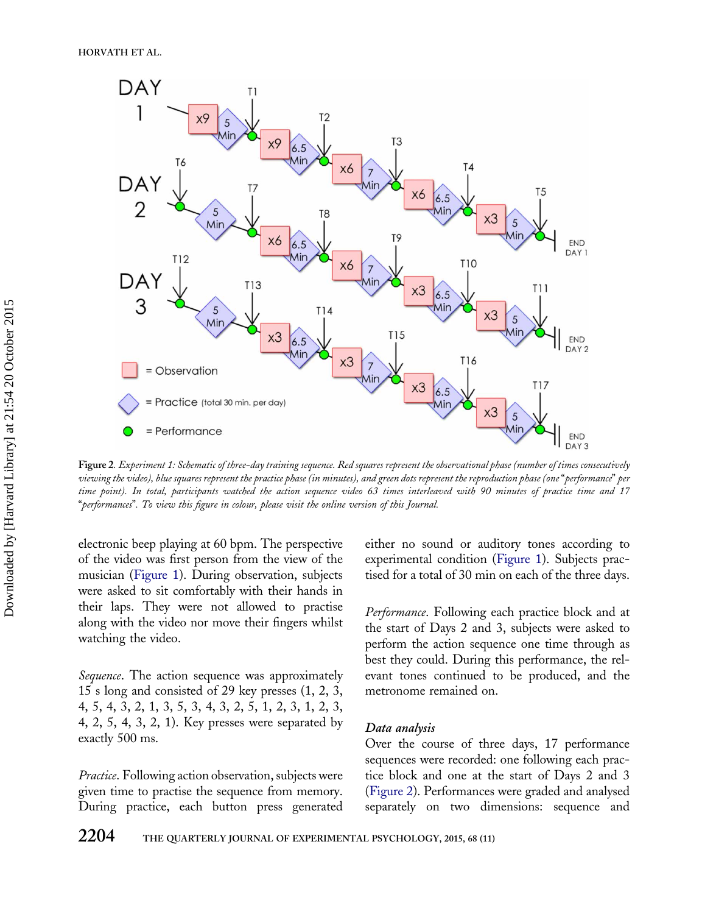**Figure 2**. *Experiment 1: Schematic of three-day training sequence. Red squares represent the observational phase (number of times consecutively viewing the video), blue squares represent the practice phase (in minutes), and green dots represent the reproduction phase (one "performance" per time point). In total, participants watched the action sequence video 63 times interleaved with 90 minutes of practice time and 17 "performances". To view this figure in colour, please visit the online version of this Journal.*

electronic beep playing at 60 bpm. The perspective of the video was first person from the view of the musician (Figure 1). During observation, subjects were asked to sit comfortably with their hands in their laps. They were not allowed to practise along with the video nor move their fingers whilst watching the video.

*Sequence*. The action sequence was approximately 15 s long and consisted of 29 key presses (1, 2, 3, 4, 5, 4, 3, 2, 1, 3, 5, 3, 4, 3, 2, 5, 1, 2, 3, 1, 2, 3, 4, 2, 5, 4, 3, 2, 1). Key presses were separated by exactly 500 ms.

*Practice*. Following action observation, subjects were given time to practise the sequence from memory. During practice, each button press generated either no sound or auditory tones according to experimental condition (Figure 1). Subjects practised for a total of 30 min on each of the three days.

*Performance*. Following each practice block and at the start of Days 2 and 3, subjects were asked to perform the action sequence one time through as best they could. During this performance, the relevant tones continued to be produced, and the metronome remained on.

### Data analysis

Over the course of three days, 17 performance sequences were recorded: one following each practice block and one at the start of Days 2 and 3 (Figure 2). Performances were graded and analysed separately on two dimensions: sequence and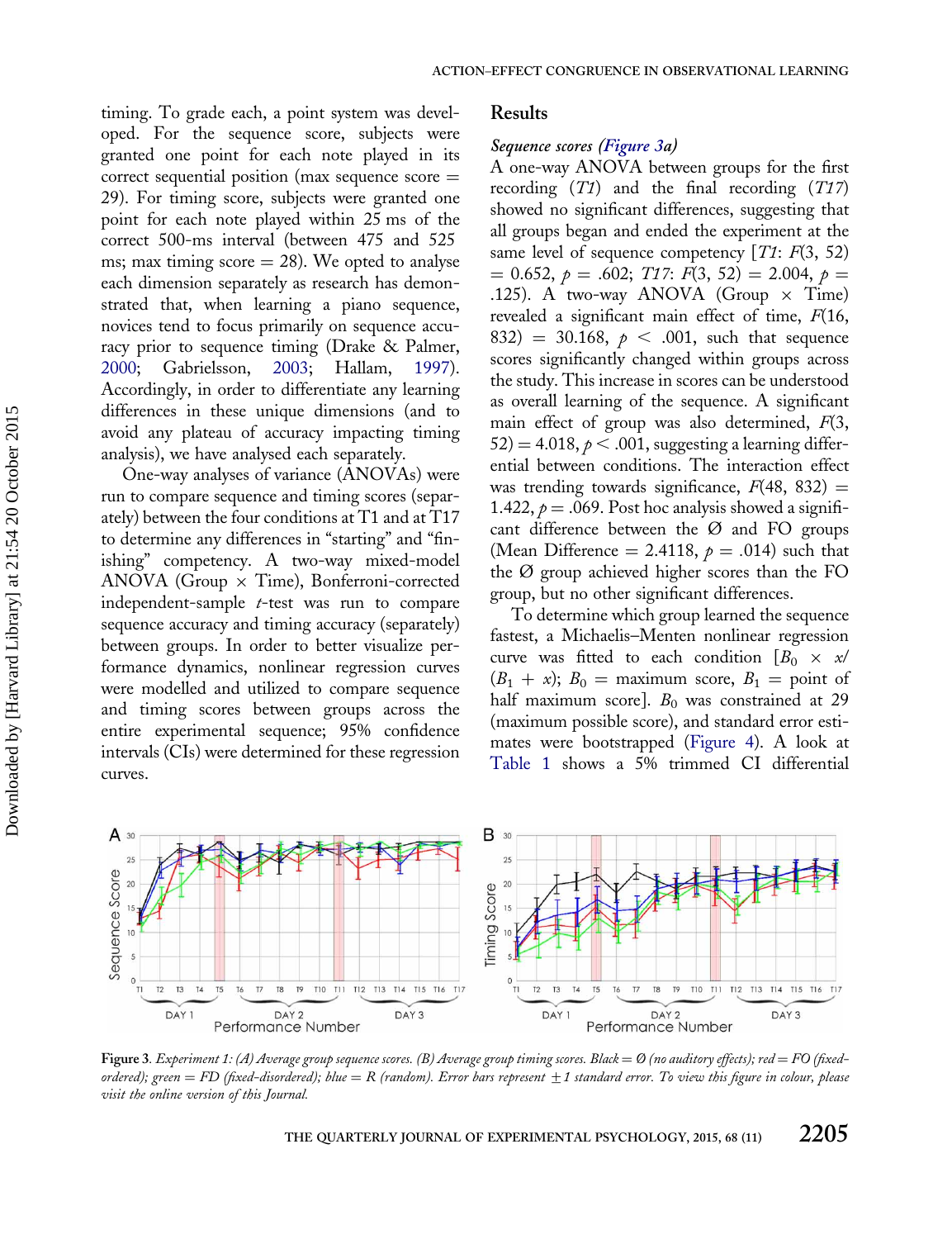timing. To grade each, a point system was developed. For the sequence score, subjects were granted one point for each note played in its correct sequential position (max sequence score = 29). For timing score, subjects were granted one point for each note played within 25 ms of the correct 500-ms interval (between 475 and 525 ms; max timing score = 28). We opted to analyse each dimension separately as research has demonstrated that, when learning a piano sequence, novices tend to focus primarily on sequence accuracy prior to sequence timing (Drake & Palmer, 2000; Gabrielsson, 2003; Hallam, 1997). Accordingly, in order to differentiate any learning differences in these unique dimensions (and to avoid any plateau of accuracy impacting timing analysis), we have analysed each separately.

One-way analyses of variance (ANOVAs) were run to compare sequence and timing scores (separately) between the four conditions at T1 and at T17 to determine any differences in "starting" and "finishing" competency. A two-way mixed-model ANOVA (Group × Time), Bonferroni-corrected independent-sample *t*-test was run to compare sequence accuracy and timing accuracy (separately) between groups. In order to better visualize performance dynamics, nonlinear regression curves were modelled and utilized to compare sequence and timing scores between groups across the entire experimental sequence; 95% confidence intervals (CIs) were determined for these regression curves.

## Results

### *Sequence scores (Figure 3a)*

A one-way ANOVA between groups for the first recording (*T1*) and the final recording (*T17*) showed no significant differences, suggesting that all groups began and ended the experiment at the same level of sequence competency [*T1*: $F(3, 52) = 0.652$, $p = .602$; *T17*: $F(3, 52) = 2.004$, $p = .125$). A two-way ANOVA (Group × Time) revealed a significant main effect of time, $F(16, 832) = 30.168$, $p < .001$, such that sequence scores significantly changed within groups across the study. This increase in scores can be understood as overall learning of the sequence. A significant main effect of group was also determined, $F(3, 52) = 4.018$, $p < .001$, suggesting a learning differential between conditions. The interaction effect was trending towards significance, $F(48, 832) = 1.422$, $p = .069$. Post hoc analysis showed a significant difference between the Ø and FO groups (Mean Difference = 2.4118, $p = .014$) such that the Ø group achieved higher scores than the FO group, but no other significant differences.

To determine which group learned the sequence fastest, a Michaelis–Menten nonlinear regression curve was fitted to each condition [$B_0 \times x/(B_1 + x)$; $B_0$ = maximum score, $B_1$ = point of half maximum score]. $B_0$ was constrained at 29 (maximum possible score), and standard error estimates were bootstrapped (Figure 4). A look at Table 1 shows a 5% trimmed CI differential

Figure 3. *Experiment 1: (A) Average group sequence scores. (B) Average group timing scores. Black = Ø (no auditory effects); red = FO (fixed-ordered); green = FD (fixed-disordered); blue = R (random). Error bars represent ±1 standard error. To view this figure in colour, please visit the online version of this Journal.*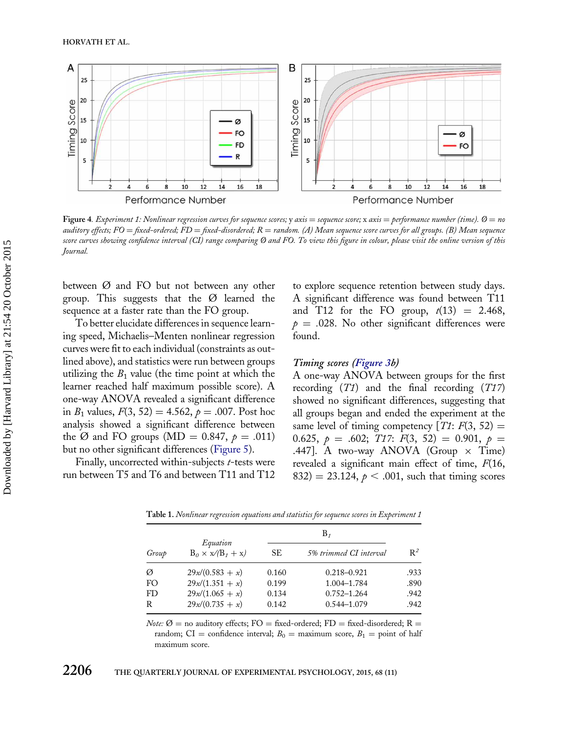Figure 4. *Experiment 1: Nonlinear regression curves for sequence scores; y axis = sequence score; x axis = performance number (time). Ø = no auditory effects; FO = fixed-ordered; FD = fixed-disordered; R = random. (A) Mean sequence score curves for all groups. (B) Mean sequence score curves showing confidence interval (CI) range comparing Ø and FO. To view this figure in colour, please visit the online version of this Journal.*

between Ø and FO but not between any other group. This suggests that the Ø learned the sequence at a faster rate than the FO group.

To better elucidate differences in sequence learning speed, Michaelis–Menten nonlinear regression curves were fit to each individual (constraints as outlined above), and statistics were run between groups utilizing the $B_1$ value (the time point at which the learner reached half maximum possible score). A one-way ANOVA revealed a significant difference in $B_1$ values, $F(3, 52) = 4.562$, $p = .007$. Post hoc analysis showed a significant difference between the Ø and FO groups (MD = 0.847, $p = .011$) but no other significant differences (Figure 5).

Finally, uncorrected within-subjects *t*-tests were run between T5 and T6 and between T11 and T12 to explore sequence retention between study days. A significant difference was found between T11 and T12 for the FO group, $t(13) = 2.468$, $p = .028$. No other significant differences were found.

### *Timing scores (Figure 3b)*

A one-way ANOVA between groups for the first recording (*T1*) and the final recording (*T17*) showed no significant differences, suggesting that all groups began and ended the experiment at the same level of timing competency [*T1*: $F(3, 52) = 0.625$, $p = .602$; *T17*: $F(3, 52) = 0.901$, $p = .447$]. A two-way ANOVA (Group × Time) revealed a significant main effect of time, $F(16, 832) = 23.124$, $p < .001$, such that timing scores

Table 1. *Nonlinear regression equations and statistics for sequence scores in Experiment 1*

| Group | Equation $B_0 \times x/(B_1 + x)$ | $B_1$ SE | $B_1$ 5% trimmed CI interval | $R^2$ |
|---|---|---|---|---|
| Ø | $29x/(0.583 + x)$ | 0.160 | 0.218–0.921 | .933 |
| FO | $29x/(1.351 + x)$ | 0.199 | 1.004–1.784 | .890 |
| FD | $29x/(1.065 + x)$ | 0.134 | 0.752–1.264 | .942 |
| R | $29x/(0.735 + x)$ | 0.142 | 0.544–1.079 | .942 |

*Note:* Ø = no auditory effects; FO = fixed-ordered; FD = fixed-disordered; R = random; CI = confidence interval; $B_0$ = maximum score, $B_1$ = point of half maximum score.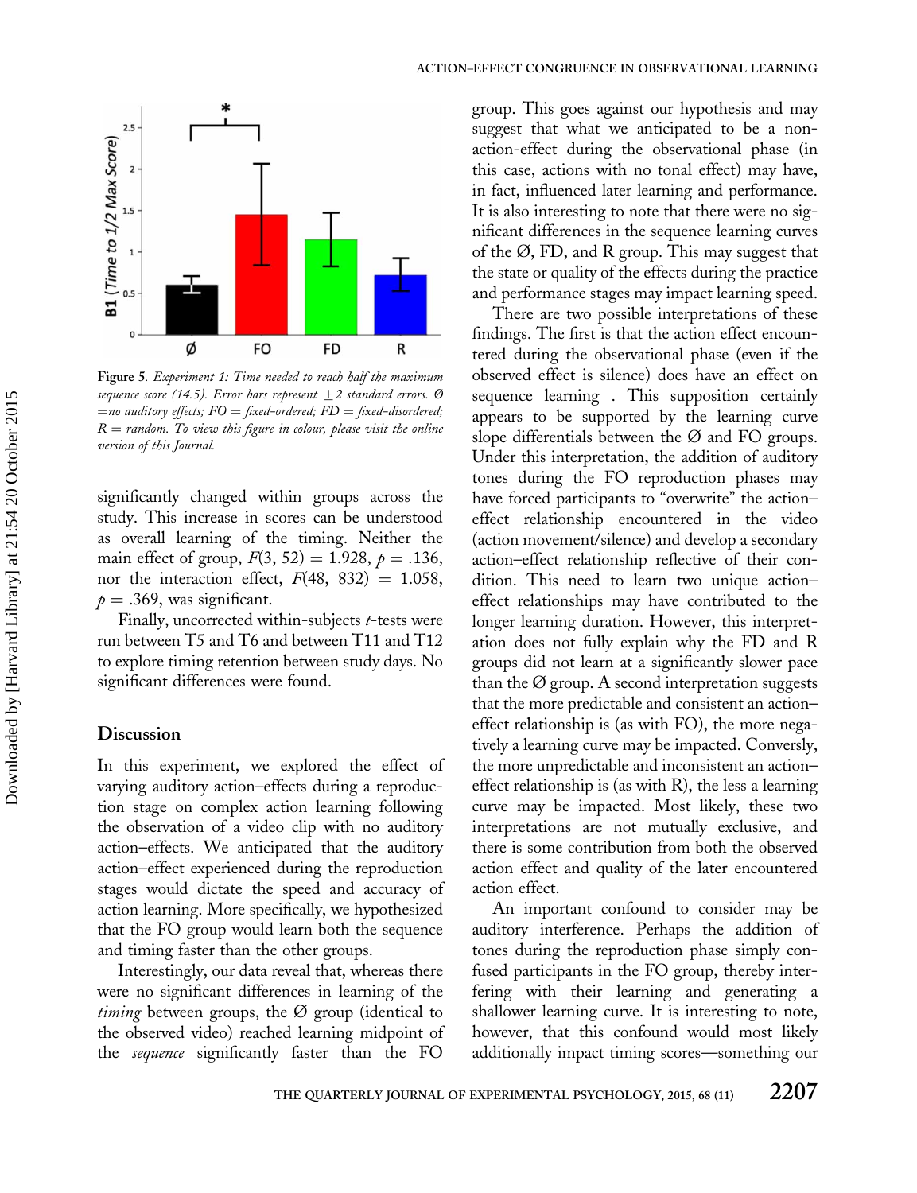Figure 5. *Experiment 1: Time needed to reach half the maximum sequence score (14.5). Error bars represent ±2 standard errors. Ø =no auditory effects; FO = fixed-ordered; FD = fixed-disordered; R = random. To view this figure in colour, please visit the online version of this Journal.*

significantly changed within groups across the study. This increase in scores can be understood as overall learning of the timing. Neither the main effect of group, $F(3, 52) = 1.928$, $p = .136$, nor the interaction effect, $F(48, 832) = 1.058$, $p = .369$, was significant.

Finally, uncorrected within-subjects *t*-tests were run between T5 and T6 and between T11 and T12 to explore timing retention between study days. No significant differences were found.

## Discussion

In this experiment, we explored the effect of varying auditory action–effects during a reproduction stage on complex action learning following the observation of a video clip with no auditory action–effects. We anticipated that the auditory action–effect experienced during the reproduction stages would dictate the speed and accuracy of action learning. More specifically, we hypothesized that the FO group would learn both the sequence and timing faster than the other groups.

Interestingly, our data reveal that, whereas there were no significant differences in learning of the *timing* between groups, the Ø group (identical to the observed video) reached learning midpoint of the *sequence* significantly faster than the FO group. This goes against our hypothesis and may suggest that what we anticipated to be a non-action-effect during the observational phase (in this case, actions with no tonal effect) may have, in fact, influenced later learning and performance. It is also interesting to note that there were no significant differences in the sequence learning curves of the Ø, FD, and R group. This may suggest that the state or quality of the effects during the practice and performance stages may impact learning speed.

There are two possible interpretations of these findings. The first is that the action effect encountered during the observational phase (even if the observed effect is silence) does have an effect on sequence learning . This supposition certainly appears to be supported by the learning curve slope differentials between the Ø and FO groups. Under this interpretation, the addition of auditory tones during the FO reproduction phases may have forced participants to "overwrite" the action–effect relationship encountered in the video (action movement/silence) and develop a secondary action–effect relationship reflective of their condition. This need to learn two unique action–effect relationships may have contributed to the longer learning duration. However, this interpretation does not fully explain why the FD and R groups did not learn at a significantly slower pace than the Ø group. A second interpretation suggests that the more predictable and consistent an action–effect relationship is (as with FO), the more negatively a learning curve may be impacted. Conversly, the more unpredictable and inconsistent an action–effect relationship is (as with R), the less a learning curve may be impacted. Most likely, these two interpretations are not mutually exclusive, and there is some contribution from both the observed action effect and quality of the later encountered action effect.

An important confound to consider may be auditory interference. Perhaps the addition of tones during the reproduction phase simply confused participants in the FO group, thereby interfering with their learning and generating a shallower learning curve. It is interesting to note, however, that this confound would most likely additionally impact timing scores—something our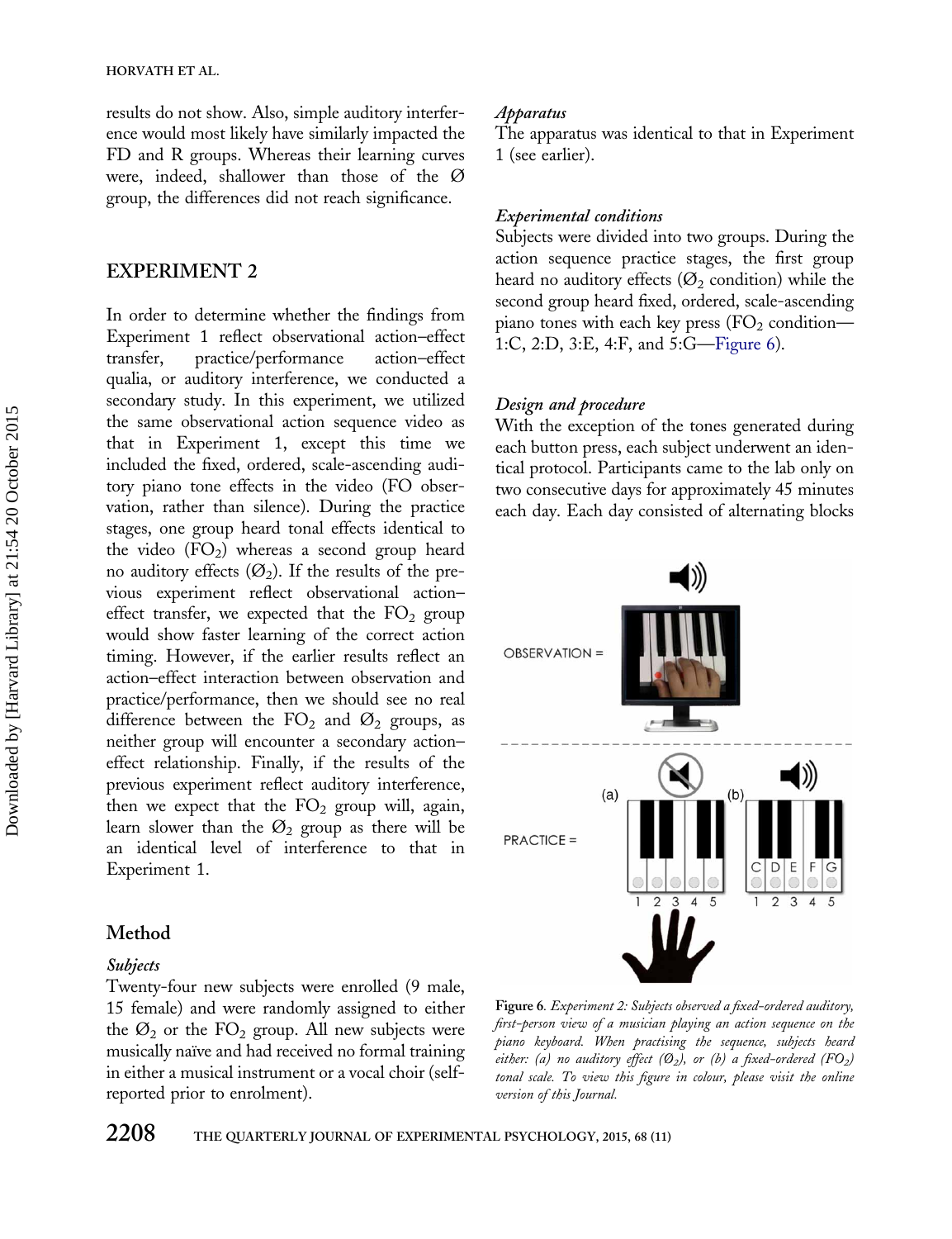results do not show. Also, simple auditory interference would most likely have similarly impacted the FD and R groups. Whereas their learning curves were, indeed, shallower than those of the Ø group, the differences did not reach significance.

## EXPERIMENT 2

In order to determine whether the findings from Experiment 1 reflect observational action–effect transfer, practice/performance action–effect qualia, or auditory interference, we conducted a secondary study. In this experiment, we utilized the same observational action sequence video as that in Experiment 1, except this time we included the fixed, ordered, scale-ascending auditory piano tone effects in the video (FO observation, rather than silence). During the practice stages, one group heard tonal effects identical to the video ($FO_2$) whereas a second group heard no auditory effects ($Ø_2$). If the results of the previous experiment reflect observational action–effect transfer, we expected that the $FO_2$ group would show faster learning of the correct action timing. However, if the earlier results reflect an action–effect interaction between observation and practice/performance, then we should see no real difference between the $FO_2$ and $Ø_2$ groups, as neither group will encounter a secondary action–effect relationship. Finally, if the results of the previous experiment reflect auditory interference, then we expect that the $FO_2$ group will, again, learn slower than the $Ø_2$ group as there will be an identical level of interference to that in Experiment 1.

### Method

#### *Subjects*

Twenty-four new subjects were enrolled (9 male, 15 female) and were randomly assigned to either the $Ø_2$ or the $FO_2$ group. All new subjects were musically naïve and had received no formal training in either a musical instrument or a vocal choir (self-reported prior to enrolment).

#### *Apparatus*

The apparatus was identical to that in Experiment 1 (see earlier).

#### *Experimental conditions*

Subjects were divided into two groups. During the action sequence practice stages, the first group heard no auditory effects ($Ø_2$ condition) while the second group heard fixed, ordered, scale-ascending piano tones with each key press ($FO_2$ condition—1:C, 2:D, 3:E, 4:F, and 5:G—Figure 6).

#### *Design and procedure*

With the exception of the tones generated during each button press, each subject underwent an identical protocol. Participants came to the lab only on two consecutive days for approximately 45 minutes each day. Each day consisted of alternating blocks

**Figure 6**. *Experiment 2: Subjects observed a fixed-ordered auditory, first-person view of a musician playing an action sequence on the piano keyboard. When practising the sequence, subjects heard either: (a) no auditory effect ($Ø_2$), or (b) a fixed-ordered ($FO_2$) tonal scale. To view this figure in colour, please visit the online version of this Journal.*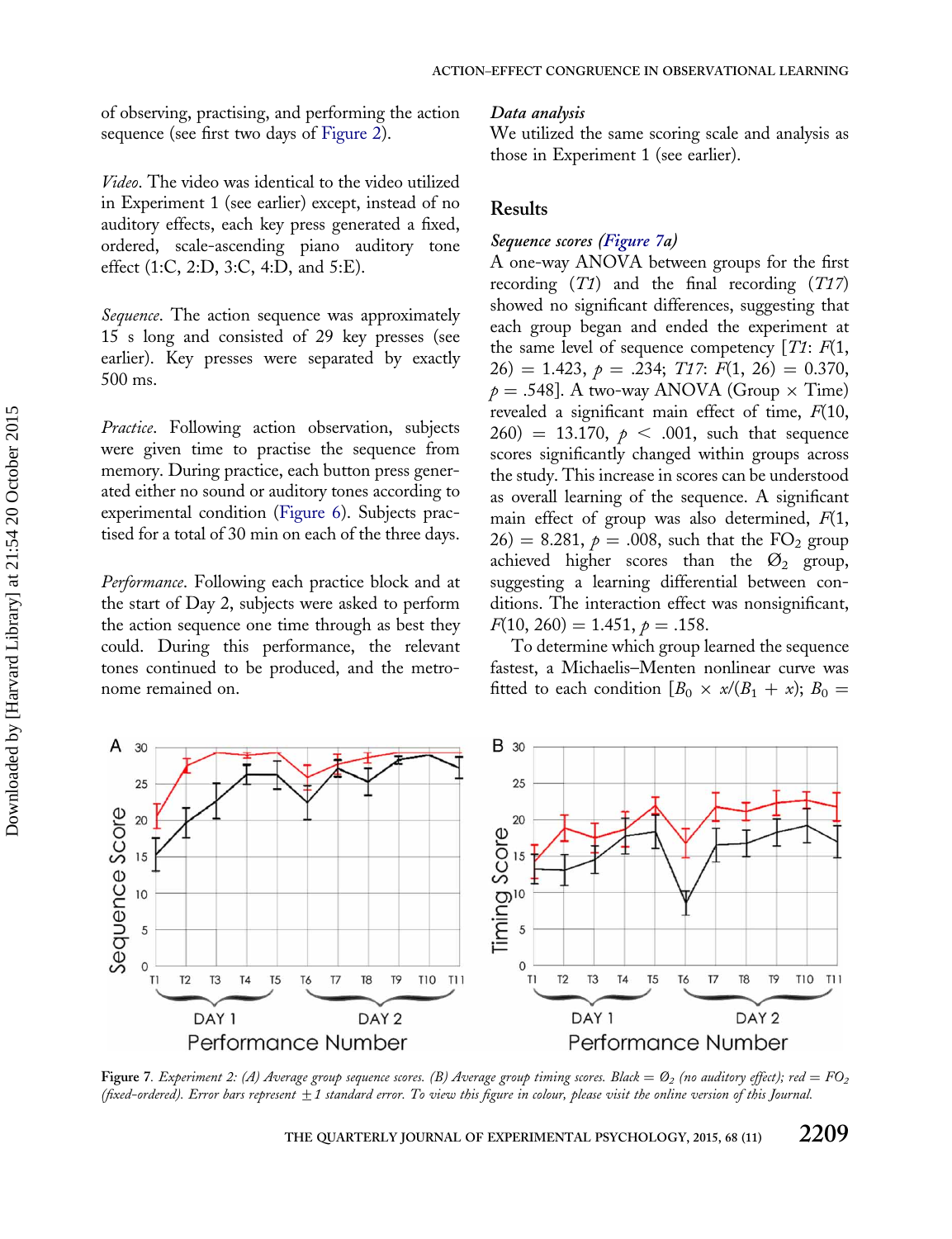of observing, practising, and performing the action sequence (see first two days of Figure 2).

*Video*. The video was identical to the video utilized in Experiment 1 (see earlier) except, instead of no auditory effects, each key press generated a fixed, ordered, scale-ascending piano auditory tone effect (1:C, 2:D, 3:C, 4:D, and 5:E).

*Sequence*. The action sequence was approximately 15 s long and consisted of 29 key presses (see earlier). Key presses were separated by exactly 500 ms.

*Practice*. Following action observation, subjects were given time to practise the sequence from memory. During practice, each button press generated either no sound or auditory tones according to experimental condition (Figure 6). Subjects practised for a total of 30 min on each of the three days.

*Performance*. Following each practice block and at the start of Day 2, subjects were asked to perform the action sequence one time through as best they could. During this performance, the relevant tones continued to be produced, and the metronome remained on.

*Data analysis*

We utilized the same scoring scale and analysis as those in Experiment 1 (see earlier).

## Results

*Sequence scores (Figure 7a)*

A one-way ANOVA between groups for the first recording (*T1*) and the final recording (*T17*) showed no significant differences, suggesting that each group began and ended the experiment at the same level of sequence competency [*T1*: $F(1, 26) = 1.423$, $p = .234$; *T17*: $F(1, 26) = 0.370$, $p = .548$]. A two-way ANOVA (Group × Time) revealed a significant main effect of time, $F(10, 260) = 13.170$, $p < .001$, such that sequence scores significantly changed within groups across the study. This increase in scores can be understood as overall learning of the sequence. A significant main effect of group was also determined, $F(1, 26) = 8.281$, $p = .008$, such that the $FO_2$ group achieved higher scores than the $Ø_2$ group, suggesting a learning differential between conditions. The interaction effect was nonsignificant, $F(10, 260) = 1.451$, $p = .158$.

To determine which group learned the sequence fastest, a Michaelis–Menten nonlinear curve was fitted to each condition [$B_0 \times x/(B_1 + x)$; $B_0 =$

Figure 7. *Experiment 2: (A) Average group sequence scores. (B) Average group timing scores. Black = $Ø_2$ (no auditory effect); red = $FO_2$ (fixed-ordered). Error bars represent ±1 standard error. To view this figure in colour, please visit the online version of this Journal.*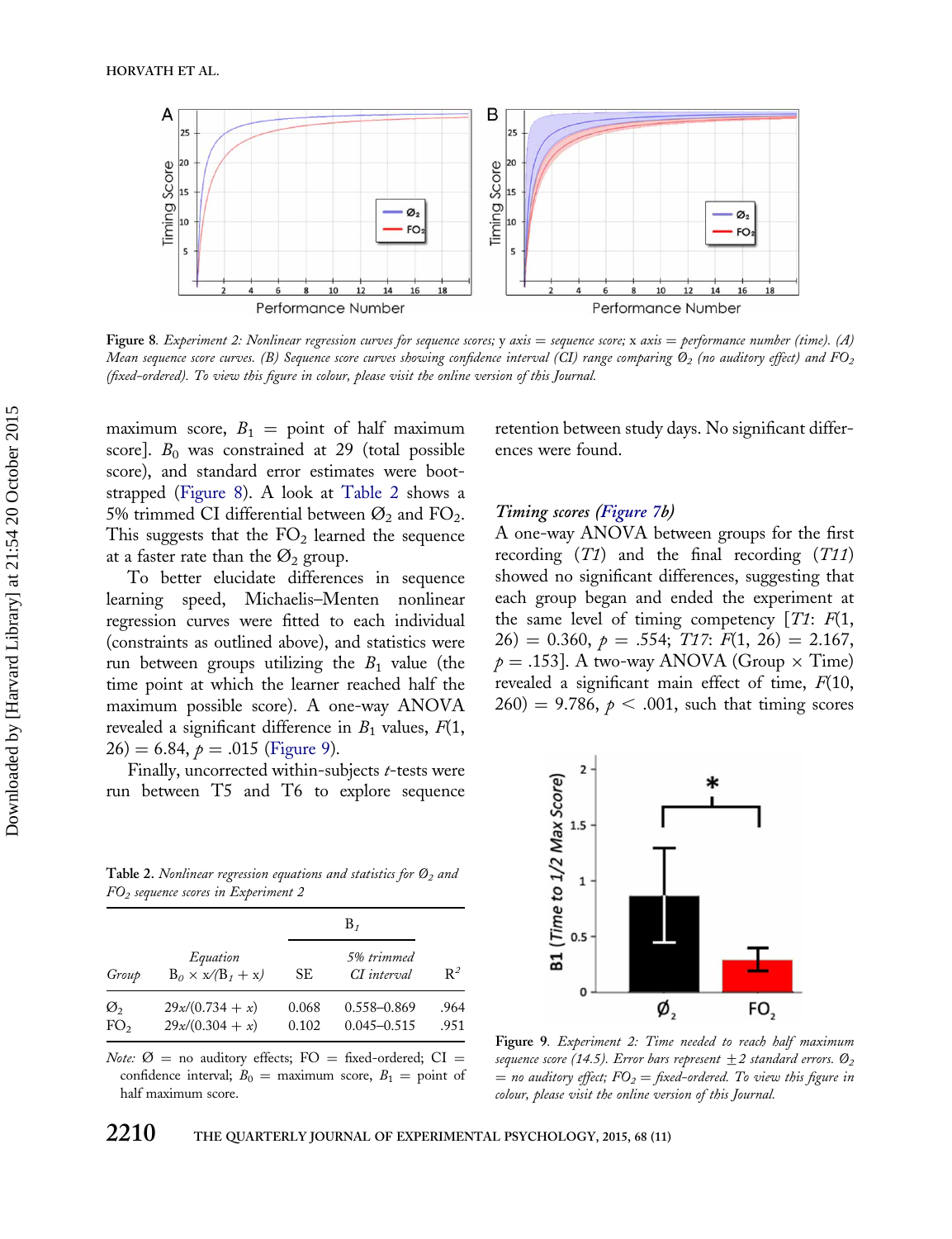Figure 8. *Experiment 2: Nonlinear regression curves for sequence scores; y axis = sequence score; x axis = performance number (time). (A) Mean sequence score curves. (B) Sequence score curves showing confidence interval (CI) range comparing $Ø_2$ (no auditory effect) and $FO_2$ (fixed-ordered). To view this figure in colour, please visit the online version of this Journal.*

maximum score, $B_1$ = point of half maximum score]. $B_0$ was constrained at 29 (total possible score), and standard error estimates were bootstrapped (Figure 8). A look at Table 2 shows a 5% trimmed CI differential between $Ø_2$ and $FO_2$. This suggests that the $FO_2$ learned the sequence at a faster rate than the $Ø_2$ group.

To better elucidate differences in sequence learning speed, Michaelis–Menten nonlinear regression curves were fitted to each individual (constraints as outlined above), and statistics were run between groups utilizing the $B_1$ value (the time point at which the learner reached half the maximum possible score). A one-way ANOVA revealed a significant difference in $B_1$ values, $F(1, 26) = 6.84$, $p = .015$ (Figure 9).

Finally, uncorrected within-subjects *t*-tests were run between T5 and T6 to explore sequence retention between study days. No significant differences were found.

Table 2. *Nonlinear regression equations and statistics for $Ø_2$ and $FO_2$ sequence scores in Experiment 2*

| Group | *Equation* $B_0 \times x/(B_1 + x)$ | $B_1$ SE | $B_1$ *5% trimmed CI interval* | $R^2$ |
|---|---|---|---|---|
| $Ø_2$ | $29x/(0.734 + x)$ | 0.068 | 0.558–0.869 | .964 |
| $FO_2$ | $29x/(0.304 + x)$ | 0.102 | 0.045–0.515 | .951 |

*Note:* Ø = no auditory effects; FO = fixed-ordered; CI = confidence interval; $B_0$ = maximum score, $B_1$ = point of half maximum score.

### *Timing scores (Figure 7b)*

A one-way ANOVA between groups for the first recording (*T1*) and the final recording (*T11*) showed no significant differences, suggesting that each group began and ended the experiment at the same level of timing competency [*T1*: $F(1, 26) = 0.360$, $p = .554$; *T17*: $F(1, 26) = 2.167$, $p = .153$]. A two-way ANOVA (Group × Time) revealed a significant main effect of time, $F(10, 260) = 9.786$, $p < .001$, such that timing scores

Figure 9. *Experiment 2: Time needed to reach half maximum sequence score (14.5). Error bars represent ±2 standard errors. $Ø_2$ = no auditory effect; $FO_2$ = fixed-ordered. To view this figure in colour, please visit the online version of this Journal.*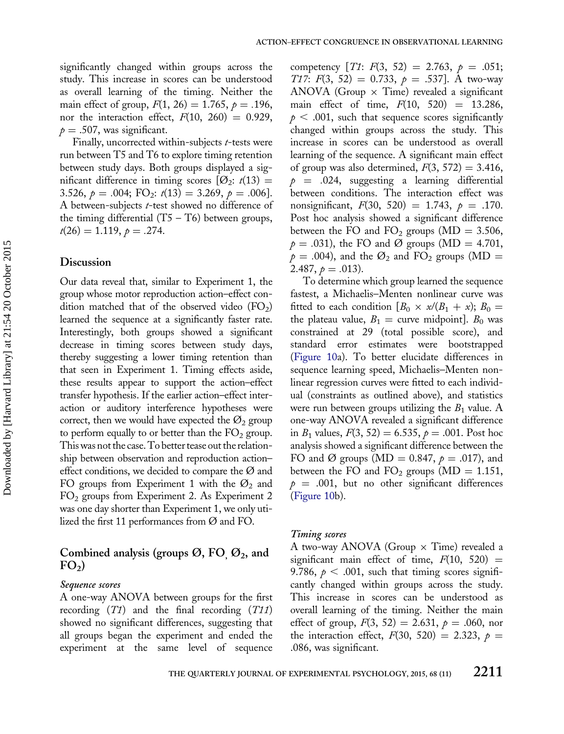significantly changed within groups across the study. This increase in scores can be understood as overall learning of the timing. Neither the main effect of group, $F(1, 26) = 1.765$, $p = .196$, nor the interaction effect, $F(10, 260) = 0.929$, $p = .507$, was significant.

Finally, uncorrected within-subjects $t$-tests were run between T5 and T6 to explore timing retention between study days. Both groups displayed a significant difference in timing scores [$Ø_2$: $t(13) = 3.526$, $p = .004$; $FO_2$: $t(13) = 3.269$, $p = .006$]. A between-subjects $t$-test showed no difference of the timing differential (T5 – T6) between groups, $t(26) = 1.119$, $p = .274$.

## Discussion

Our data reveal that, similar to Experiment 1, the group whose motor reproduction action–effect condition matched that of the observed video ($FO_2$) learned the sequence at a significantly faster rate. Interestingly, both groups showed a significant decrease in timing scores between study days, thereby suggesting a lower timing retention than that seen in Experiment 1. Timing effects aside, these results appear to support the action–effect transfer hypothesis. If the earlier action–effect interaction or auditory interference hypotheses were correct, then we would have expected the $Ø_2$ group to perform equally to or better than the $FO_2$ group. This was not the case. To better tease out the relationship between observation and reproduction action–effect conditions, we decided to compare the Ø and FO groups from Experiment 1 with the $Ø_2$ and $FO_2$ groups from Experiment 2. As Experiment 2 was one day shorter than Experiment 1, we only utilized the first 11 performances from Ø and FO.

## Combined analysis (groups Ø, FO, $Ø_2$, and $FO_2$)

### *Sequence scores*

A one-way ANOVA between groups for the first recording (*T1*) and the final recording (*T11*) showed no significant differences, suggesting that all groups began the experiment and ended the experiment at the same level of sequence competency [*T1*: $F(3, 52) = 2.763$, $p = .051$; *T17*: $F(3, 52) = 0.733$, $p = .537$]. A two-way ANOVA (Group × Time) revealed a significant main effect of time, $F(10, 520) = 13.286$, $p < .001$, such that sequence scores significantly changed within groups across the study. This increase in scores can be understood as overall learning of the sequence. A significant main effect of group was also determined, $F(3, 572) = 3.416$, $p = .024$, suggesting a learning differential between conditions. The interaction effect was nonsignificant, $F(30, 520) = 1.743$, $p = .170$. Post hoc analysis showed a significant difference between the FO and $FO_2$ groups (MD = 3.506, $p = .031$), the FO and Ø groups (MD = 4.701, $p = .004$), and the $Ø_2$ and $FO_2$ groups (MD = 2.487, $p = .013$).

To determine which group learned the sequence fastest, a Michaelis–Menten nonlinear curve was fitted to each condition [$B_0 \times x/(B_1 + x)$; $B_0 =$ the plateau value, $B_1 =$ curve midpoint]. $B_0$ was constrained at 29 (total possible score), and standard error estimates were bootstrapped (Figure 10a). To better elucidate differences in sequence learning speed, Michaelis–Menten nonlinear regression curves were fitted to each individual (constraints as outlined above), and statistics were run between groups utilizing the $B_1$ value. A one-way ANOVA revealed a significant difference in $B_1$ values, $F(3, 52) = 6.535$, $p = .001$. Post hoc analysis showed a significant difference between the FO and Ø groups (MD = 0.847, $p = .017$), and between the FO and $FO_2$ groups (MD = 1.151, $p = .001$, but no other significant differences (Figure 10b).

### *Timing scores*

A two-way ANOVA (Group × Time) revealed a significant main effect of time, $F(10, 520) = 9.786$, $p < .001$, such that timing scores significantly changed within groups across the study. This increase in scores can be understood as overall learning of the timing. Neither the main effect of group, $F(3, 52) = 2.631$, $p = .060$, nor the interaction effect, $F(30, 520) = 2.323$, $p = .086$, was significant.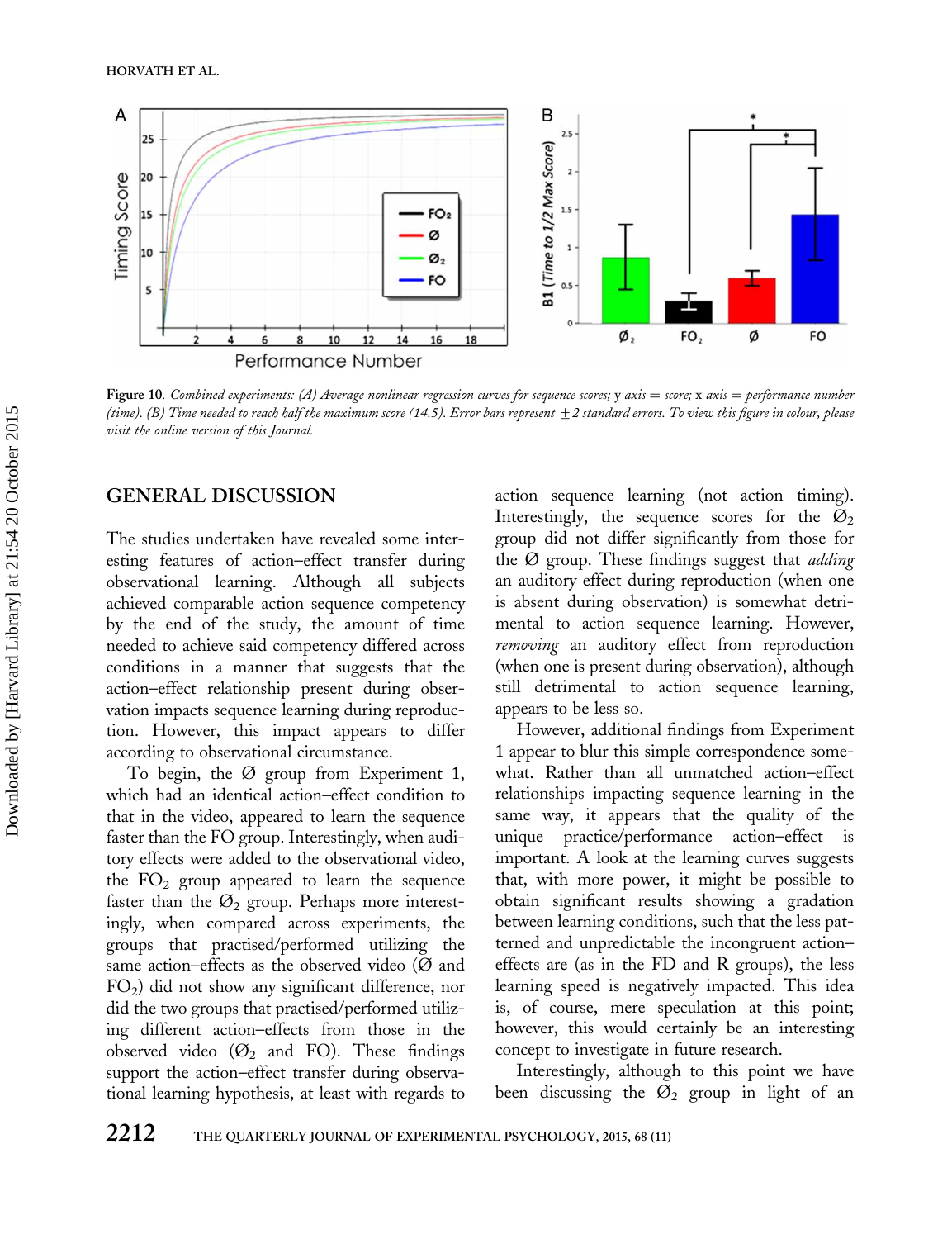Figure 10. *Combined experiments: (A) Average nonlinear regression curves for sequence scores;* y *axis = score;* x *axis = performance number (time). (B) Time needed to reach half the maximum score (14.5). Error bars represent ±2 standard errors. To view this figure in colour, please visit the online version of this Journal.*

## GENERAL DISCUSSION

The studies undertaken have revealed some interesting features of action–effect transfer during observational learning. Although all subjects achieved comparable action sequence competency by the end of the study, the amount of time needed to achieve said competency differed across conditions in a manner that suggests that the action–effect relationship present during observation impacts sequence learning during reproduction. However, this impact appears to differ according to observational circumstance.

To begin, the Ø group from Experiment 1, which had an identical action–effect condition to that in the video, appeared to learn the sequence faster than the FO group. Interestingly, when auditory effects were added to the observational video, the $FO_2$ group appeared to learn the sequence faster than the $Ø_2$ group. Perhaps more interestingly, when compared across experiments, the groups that practised/performed utilizing the same action–effects as the observed video (Ø and $FO_2$) did not show any significant difference, nor did the two groups that practised/performed utilizing different action–effects from those in the observed video ($Ø_2$ and FO). These findings support the action–effect transfer during observational learning hypothesis, at least with regards to action sequence learning (not action timing). Interestingly, the sequence scores for the $Ø_2$ group did not differ significantly from those for the Ø group. These findings suggest that *adding* an auditory effect during reproduction (when one is absent during observation) is somewhat detrimental to action sequence learning. However, *removing* an auditory effect from reproduction (when one is present during observation), although still detrimental to action sequence learning, appears to be less so.

However, additional findings from Experiment 1 appear to blur this simple correspondence somewhat. Rather than all unmatched action–effect relationships impacting sequence learning in the same way, it appears that the quality of the unique practice/performance action–effect is important. A look at the learning curves suggests that, with more power, it might be possible to obtain significant results showing a gradation between learning conditions, such that the less patterned and unpredictable the incongruent action–effects are (as in the FD and R groups), the less learning speed is negatively impacted. This idea is, of course, mere speculation at this point; however, this would certainly be an interesting concept to investigate in future research.

Interestingly, although to this point we have been discussing the $Ø_2$ group in light of an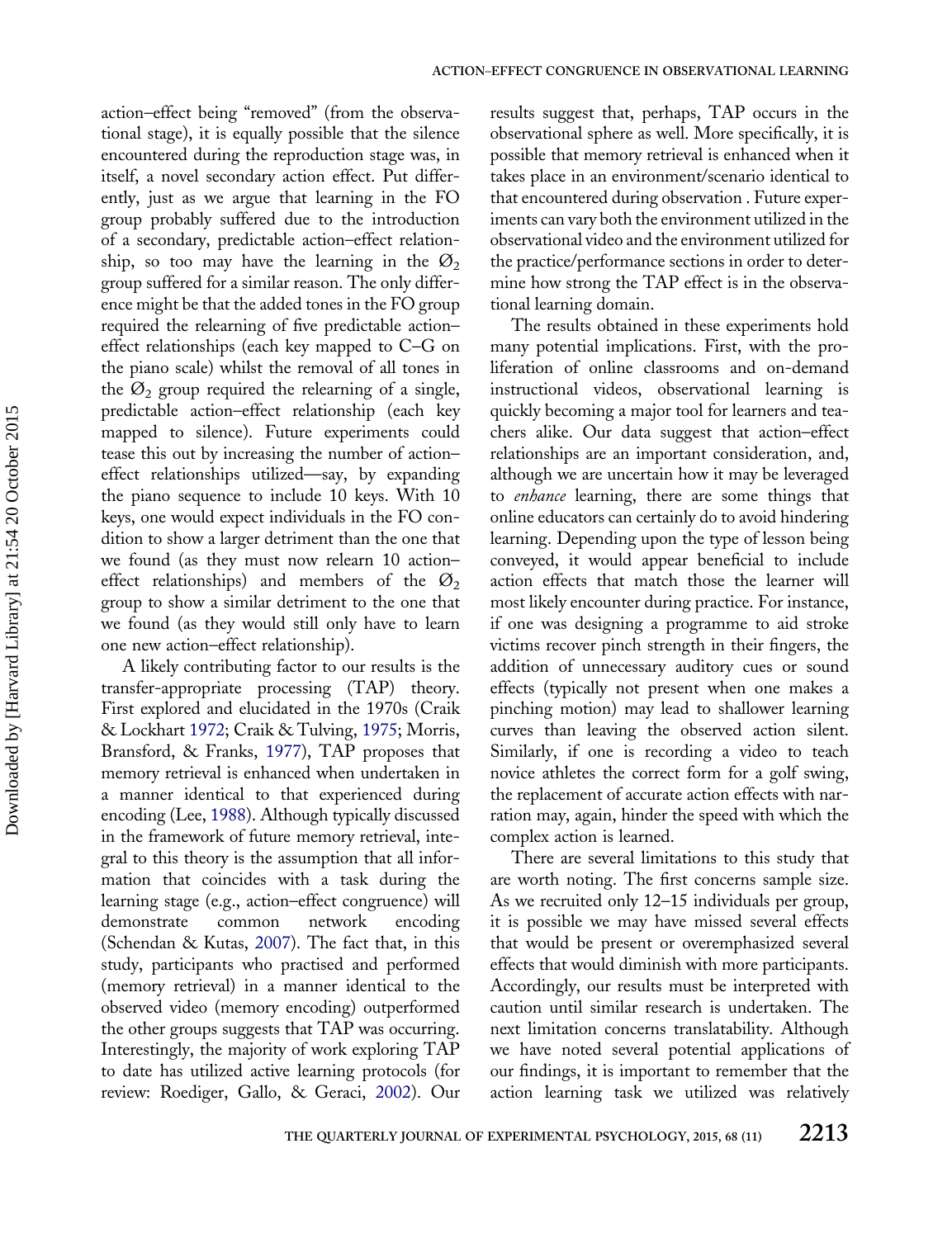action–effect being "removed" (from the observational stage), it is equally possible that the silence encountered during the reproduction stage was, in itself, a novel secondary action effect. Put differently, just as we argue that learning in the FO group probably suffered due to the introduction of a secondary, predictable action–effect relationship, so too may have the learning in the $Ø_2$ group suffered for a similar reason. The only difference might be that the added tones in the FO group required the relearning of five predictable action–effect relationships (each key mapped to C–G on the piano scale) whilst the removal of all tones in the $Ø_2$ group required the relearning of a single, predictable action–effect relationship (each key mapped to silence). Future experiments could tease this out by increasing the number of action–effect relationships utilized—say, by expanding the piano sequence to include 10 keys. With 10 keys, one would expect individuals in the FO condition to show a larger detriment than the one that we found (as they must now relearn 10 action–effect relationships) and members of the $Ø_2$ group to show a similar detriment to the one that we found (as they would still only have to learn one new action–effect relationship).

A likely contributing factor to our results is the transfer-appropriate processing (TAP) theory. First explored and elucidated in the 1970s (Craik & Lockhart 1972; Craik & Tulving, 1975; Morris, Bransford, & Franks, 1977), TAP proposes that memory retrieval is enhanced when undertaken in a manner identical to that experienced during encoding (Lee, 1988). Although typically discussed in the framework of future memory retrieval, integral to this theory is the assumption that all information that coincides with a task during the learning stage (e.g., action–effect congruence) will demonstrate common network encoding (Schendan & Kutas, 2007). The fact that, in this study, participants who practised and performed (memory retrieval) in a manner identical to the observed video (memory encoding) outperformed the other groups suggests that TAP was occurring. Interestingly, the majority of work exploring TAP to date has utilized active learning protocols (for review: Roediger, Gallo, & Geraci, 2002). Our results suggest that, perhaps, TAP occurs in the observational sphere as well. More specifically, it is possible that memory retrieval is enhanced when it takes place in an environment/scenario identical to that encountered during observation . Future experiments can vary both the environment utilized in the observational video and the environment utilized for the practice/performance sections in order to determine how strong the TAP effect is in the observational learning domain.

The results obtained in these experiments hold many potential implications. First, with the proliferation of online classrooms and on-demand instructional videos, observational learning is quickly becoming a major tool for learners and teachers alike. Our data suggest that action–effect relationships are an important consideration, and, although we are uncertain how it may be leveraged to *enhance* learning, there are some things that online educators can certainly do to avoid hindering learning. Depending upon the type of lesson being conveyed, it would appear beneficial to include action effects that match those the learner will most likely encounter during practice. For instance, if one was designing a programme to aid stroke victims recover pinch strength in their fingers, the addition of unnecessary auditory cues or sound effects (typically not present when one makes a pinching motion) may lead to shallower learning curves than leaving the observed action silent. Similarly, if one is recording a video to teach novice athletes the correct form for a golf swing, the replacement of accurate action effects with narration may, again, hinder the speed with which the complex action is learned.

There are several limitations to this study that are worth noting. The first concerns sample size. As we recruited only 12–15 individuals per group, it is possible we may have missed several effects that would be present or overemphasized several effects that would diminish with more participants. Accordingly, our results must be interpreted with caution until similar research is undertaken. The next limitation concerns translatability. Although we have noted several potential applications of our findings, it is important to remember that the action learning task we utilized was relatively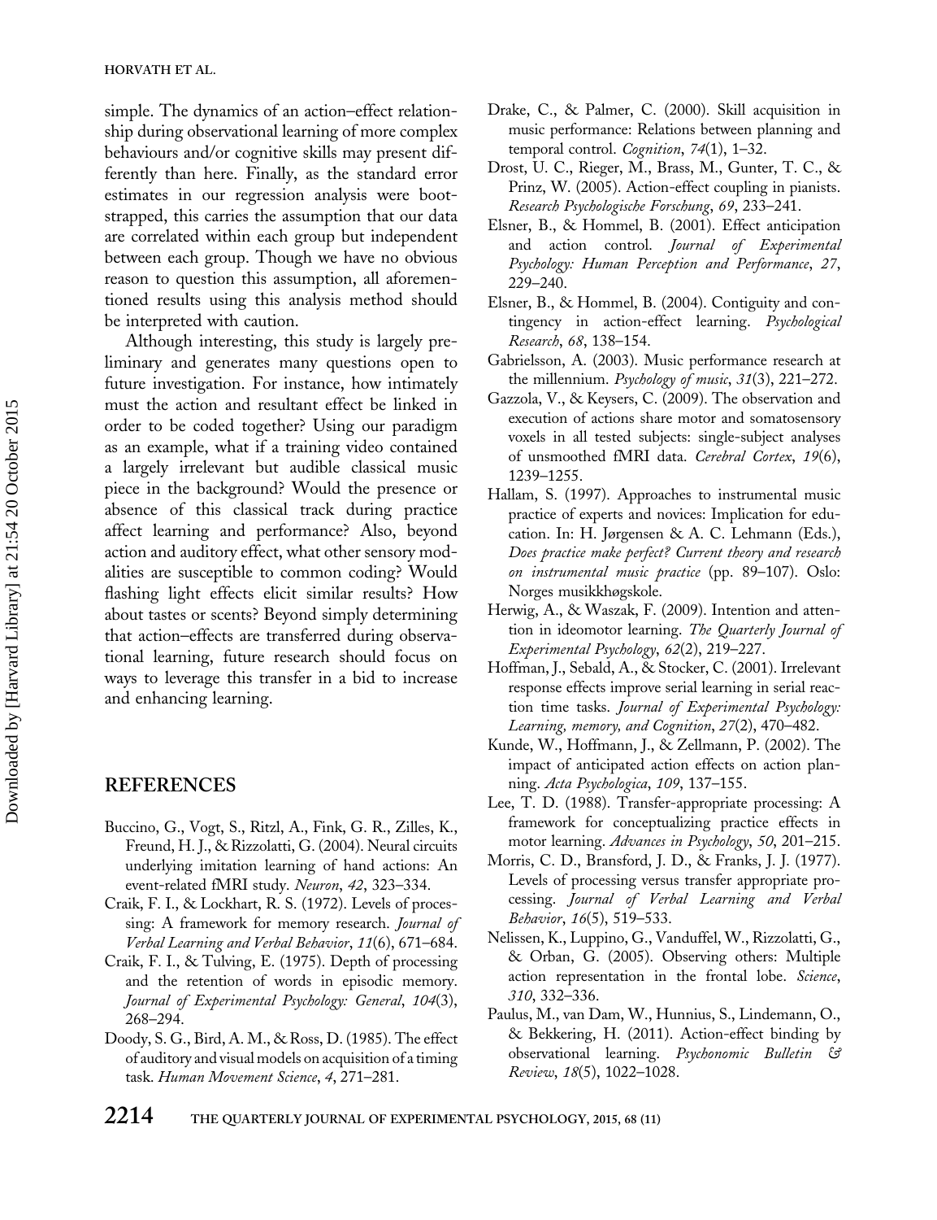simple. The dynamics of an action–effect relationship during observational learning of more complex behaviours and/or cognitive skills may present differently than here. Finally, as the standard error estimates in our regression analysis were bootstrapped, this carries the assumption that our data are correlated within each group but independent between each group. Though we have no obvious reason to question this assumption, all aforementioned results using this analysis method should be interpreted with caution.

Although interesting, this study is largely preliminary and generates many questions open to future investigation. For instance, how intimately must the action and resultant effect be linked in order to be coded together? Using our paradigm as an example, what if a training video contained a largely irrelevant but audible classical music piece in the background? Would the presence or absence of this classical track during practice affect learning and performance? Also, beyond action and auditory effect, what other sensory modalities are susceptible to common coding? Would flashing light effects elicit similar results? How about tastes or scents? Beyond simply determining that action–effects are transferred during observational learning, future research should focus on ways to leverage this transfer in a bid to increase and enhancing learning.

## REFERENCES

Buccino, G., Vogt, S., Ritzl, A., Fink, G. R., Zilles, K., Freund, H. J., & Rizzolatti, G. (2004). Neural circuits underlying imitation learning of hand actions: An event-related fMRI study. *Neuron*, *42*, 323–334.

Craik, F. I., & Lockhart, R. S. (1972). Levels of processing: A framework for memory research. *Journal of Verbal Learning and Verbal Behavior*, *11*(6), 671–684.

Craik, F. I., & Tulving, E. (1975). Depth of processing and the retention of words in episodic memory. *Journal of Experimental Psychology: General*, *104*(3), 268–294.

Doody, S. G., Bird, A. M., & Ross, D. (1985). The effect of auditory and visual models on acquisition of a timing task. *Human Movement Science*, *4*, 271–281.

Drake, C., & Palmer, C. (2000). Skill acquisition in music performance: Relations between planning and temporal control. *Cognition*, *74*(1), 1–32.

Drost, U. C., Rieger, M., Brass, M., Gunter, T. C., & Prinz, W. (2005). Action-effect coupling in pianists. *Research Psychologische Forschung*, *69*, 233–241.

Elsner, B., & Hommel, B. (2001). Effect anticipation and action control. *Journal of Experimental Psychology: Human Perception and Performance*, *27*, 229–240.

Elsner, B., & Hommel, B. (2004). Contiguity and contingency in action-effect learning. *Psychological Research*, *68*, 138–154.

Gabrielsson, A. (2003). Music performance research at the millennium. *Psychology of music*, *31*(3), 221–272.

Gazzola, V., & Keysers, C. (2009). The observation and execution of actions share motor and somatosensory voxels in all tested subjects: single-subject analyses of unsmoothed fMRI data. *Cerebral Cortex*, *19*(6), 1239–1255.

Hallam, S. (1997). Approaches to instrumental music practice of experts and novices: Implication for education. In: H. Jørgensen & A. C. Lehmann (Eds.), *Does practice make perfect? Current theory and research on instrumental music practice* (pp. 89–107). Oslo: Norges musikkhøgskole.

Herwig, A., & Waszak, F. (2009). Intention and attention in ideomotor learning. *The Quarterly Journal of Experimental Psychology*, *62*(2), 219–227.

Hoffman, J., Sebald, A., & Stocker, C. (2001). Irrelevant response effects improve serial learning in serial reaction time tasks. *Journal of Experimental Psychology: Learning, memory, and Cognition*, *27*(2), 470–482.

Kunde, W., Hoffmann, J., & Zellmann, P. (2002). The impact of anticipated action effects on action planning. *Acta Psychologica*, *109*, 137–155.

Lee, T. D. (1988). Transfer-appropriate processing: A framework for conceptualizing practice effects in motor learning. *Advances in Psychology*, *50*, 201–215.

Morris, C. D., Bransford, J. D., & Franks, J. J. (1977). Levels of processing versus transfer appropriate processing. *Journal of Verbal Learning and Verbal Behavior*, *16*(5), 519–533.

Nelissen, K., Luppino, G., Vanduffel, W., Rizzolatti, G., & Orban, G. (2005). Observing others: Multiple action representation in the frontal lobe. *Science*, *310*, 332–336.

Paulus, M., van Dam, W., Hunnius, S., Lindemann, O., & Bekkering, H. (2011). Action-effect binding by observational learning. *Psychonomic Bulletin & Review*, *18*(5), 1022–1028.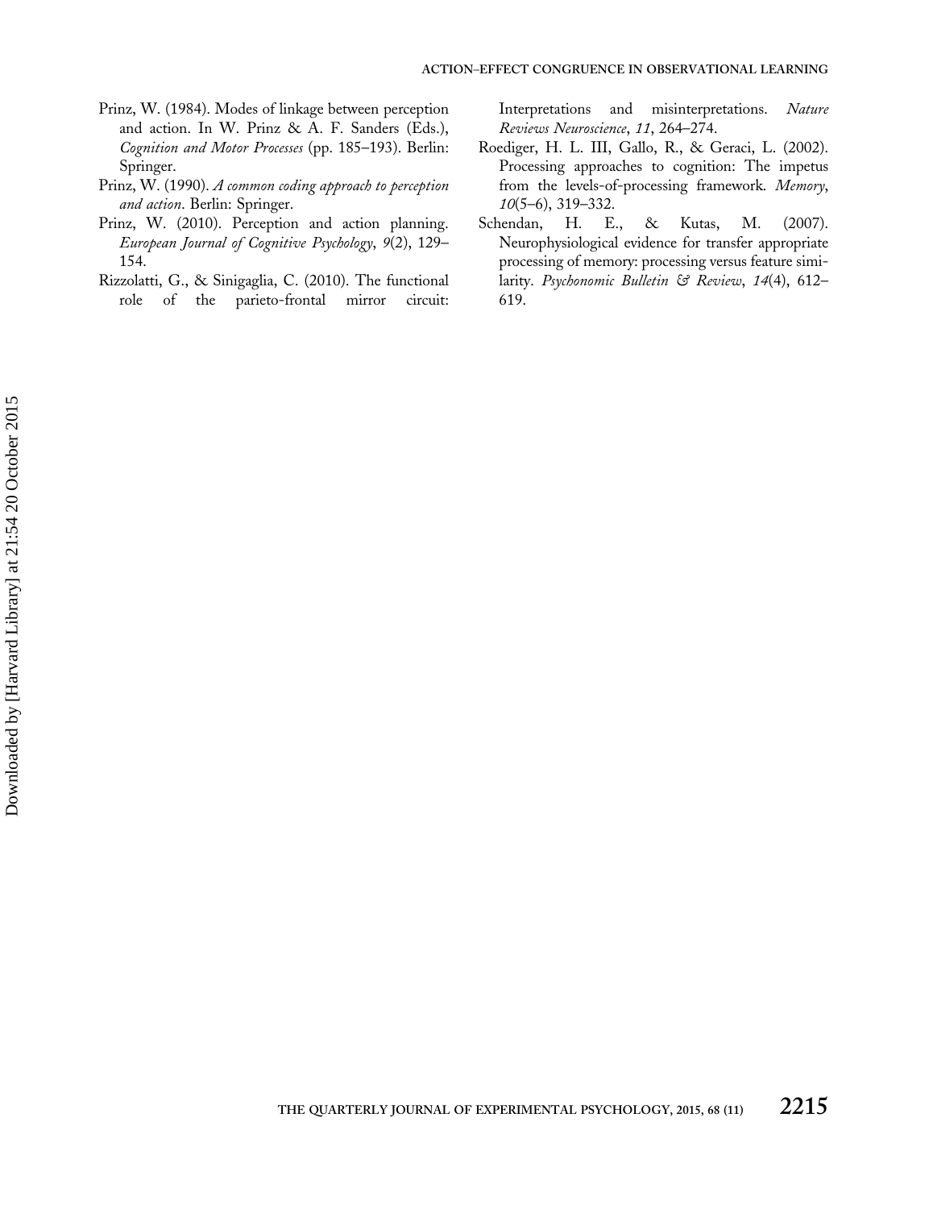Prinz, W. (1984). Modes of linkage between perception and action. In W. Prinz & A. F. Sanders (Eds.), *Cognition and Motor Processes* (pp. 185–193). Berlin: Springer.

Prinz, W. (1990). *A common coding approach to perception and action*. Berlin: Springer.

Prinz, W. (2010). Perception and action planning. *European Journal of Cognitive Psychology*, *9*(2), 129–154.

Rizzolatti, G., & Sinigaglia, C. (2010). The functional role of the parieto-frontal mirror circuit: Interpretations and misinterpretations. *Nature Reviews Neuroscience*, *11*, 264–274.

Roediger, H. L. III, Gallo, R., & Geraci, L. (2002). Processing approaches to cognition: The impetus from the levels-of-processing framework. *Memory*, *10*(5–6), 319–332.

Schendan, H. E., & Kutas, M. (2007). Neurophysiological evidence for transfer appropriate processing of memory: processing versus feature similarity. *Psychonomic Bulletin & Review*, *14*(4), 612–619.